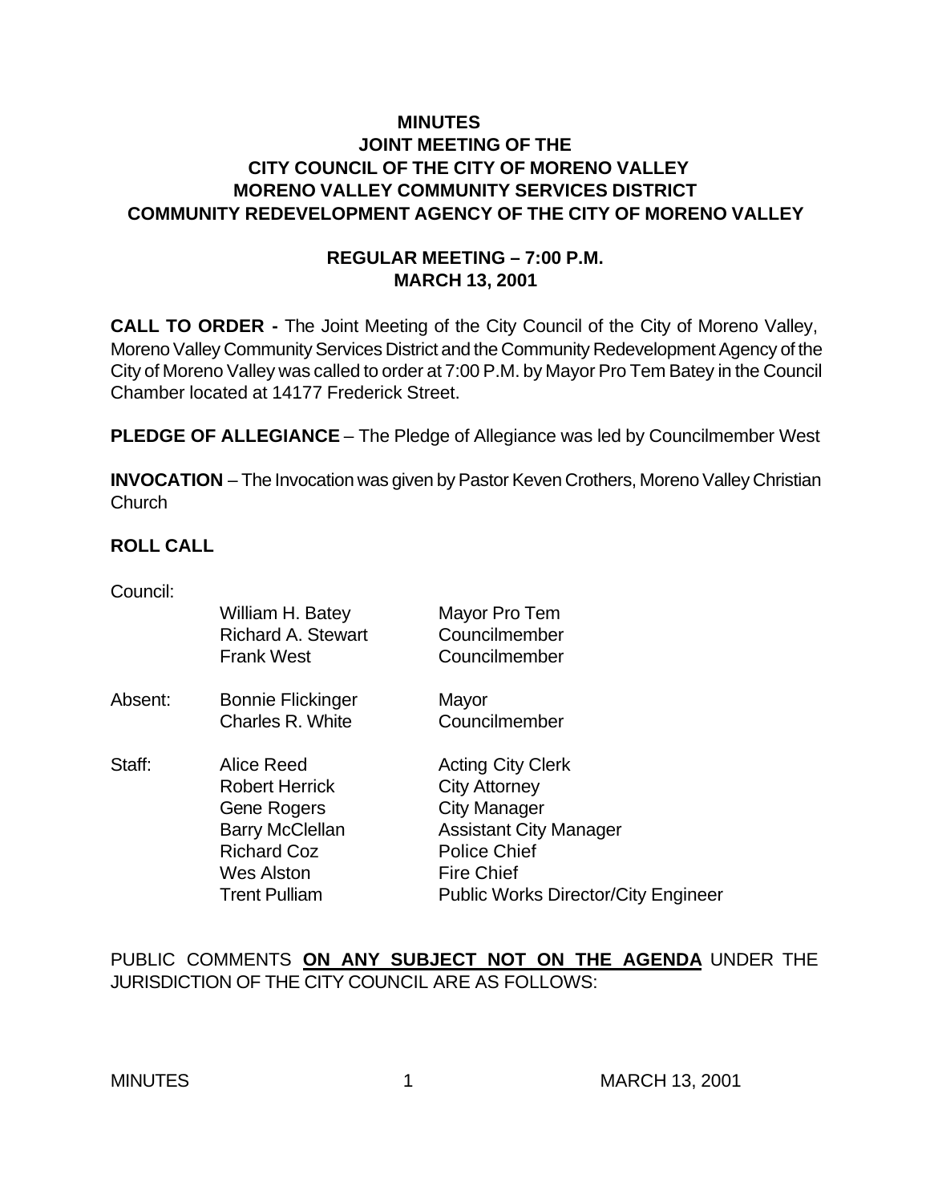# MINUTES
## JOINT MEETING OF THE
## CITY COUNCIL OF THE CITY OF MORENO VALLEY
## MORENO VALLEY COMMUNITY SERVICES DISTRICT
## COMMUNITY REDEVELOPMENT AGENCY OF THE CITY OF MORENO VALLEY

### REGULAR MEETING – 7:00 P.M.
### MARCH 13, 2001

**CALL TO ORDER -** The Joint Meeting of the City Council of the City of Moreno Valley, Moreno Valley Community Services District and the Community Redevelopment Agency of the City of Moreno Valley was called to order at 7:00 P.M. by Mayor Pro Tem Batey in the Council Chamber located at 14177 Frederick Street.

**PLEDGE OF ALLEGIANCE** – The Pledge of Allegiance was led by Councilmember West

**INVOCATION** – The Invocation was given by Pastor Keven Crothers, Moreno Valley Christian Church

**ROLL CALL**

| | | |
|---|---|---|
| Council: | William H. Batey | Mayor Pro Tem |
| | Richard A. Stewart | Councilmember |
| | Frank West | Councilmember |
| Absent: | Bonnie Flickinger | Mayor |
| | Charles R. White | Councilmember |
| Staff: | Alice Reed | Acting City Clerk |
| | Robert Herrick | City Attorney |
| | Gene Rogers | City Manager |
| | Barry McClellan | Assistant City Manager |
| | Richard Coz | Police Chief |
| | Wes Alston | Fire Chief |
| | Trent Pulliam | Public Works Director/City Engineer |

PUBLIC COMMENTS **ON ANY SUBJECT NOT ON THE AGENDA** UNDER THE JURISDICTION OF THE CITY COUNCIL ARE AS FOLLOWS: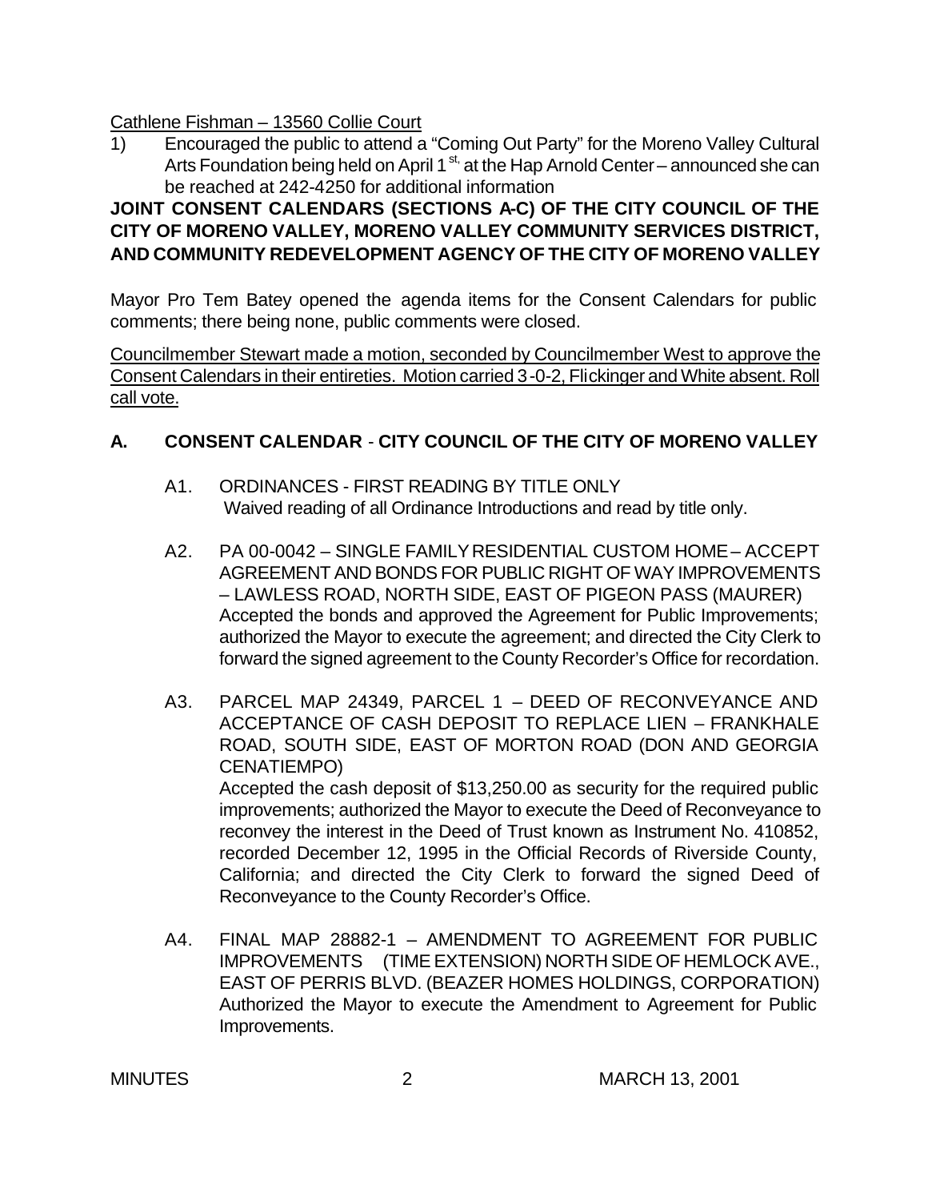Cathlene Fishman – 13560 Collie Court

1) Encouraged the public to attend a "Coming Out Party" for the Moreno Valley Cultural Arts Foundation being held on April 1st at the Hap Arnold Center – announced she can be reached at 242-4250 for additional information

**JOINT CONSENT CALENDARS (SECTIONS A-C) OF THE CITY COUNCIL OF THE CITY OF MORENO VALLEY, MORENO VALLEY COMMUNITY SERVICES DISTRICT, AND COMMUNITY REDEVELOPMENT AGENCY OF THE CITY OF MORENO VALLEY**

Mayor Pro Tem Batey opened the agenda items for the Consent Calendars for public comments; there being none, public comments were closed.

Councilmember Stewart made a motion, seconded by Councilmember West to approve the Consent Calendars in their entireties. Motion carried 3-0-2, Flickinger and White absent. Roll call vote.

## A. CONSENT CALENDAR - CITY COUNCIL OF THE CITY OF MORENO VALLEY

A1. ORDINANCES - FIRST READING BY TITLE ONLY
Waived reading of all Ordinance Introductions and read by title only.

A2. PA 00-0042 – SINGLE FAMILY RESIDENTIAL CUSTOM HOME – ACCEPT AGREEMENT AND BONDS FOR PUBLIC RIGHT OF WAY IMPROVEMENTS – LAWLESS ROAD, NORTH SIDE, EAST OF PIGEON PASS (MAURER)
Accepted the bonds and approved the Agreement for Public Improvements; authorized the Mayor to execute the agreement; and directed the City Clerk to forward the signed agreement to the County Recorder's Office for recordation.

A3. PARCEL MAP 24349, PARCEL 1 – DEED OF RECONVEYANCE AND ACCEPTANCE OF CASH DEPOSIT TO REPLACE LIEN – FRANKHALE ROAD, SOUTH SIDE, EAST OF MORTON ROAD (DON AND GEORGIA CENATIEMPO)
Accepted the cash deposit of $13,250.00 as security for the required public improvements; authorized the Mayor to execute the Deed of Reconveyance to reconvey the interest in the Deed of Trust known as Instrument No. 410852, recorded December 12, 1995 in the Official Records of Riverside County, California; and directed the City Clerk to forward the signed Deed of Reconveyance to the County Recorder's Office.

A4. FINAL MAP 28882-1 – AMENDMENT TO AGREEMENT FOR PUBLIC IMPROVEMENTS (TIME EXTENSION) NORTH SIDE OF HEMLOCK AVE., EAST OF PERRIS BLVD. (BEAZER HOMES HOLDINGS, CORPORATION)
Authorized the Mayor to execute the Amendment to Agreement for Public Improvements.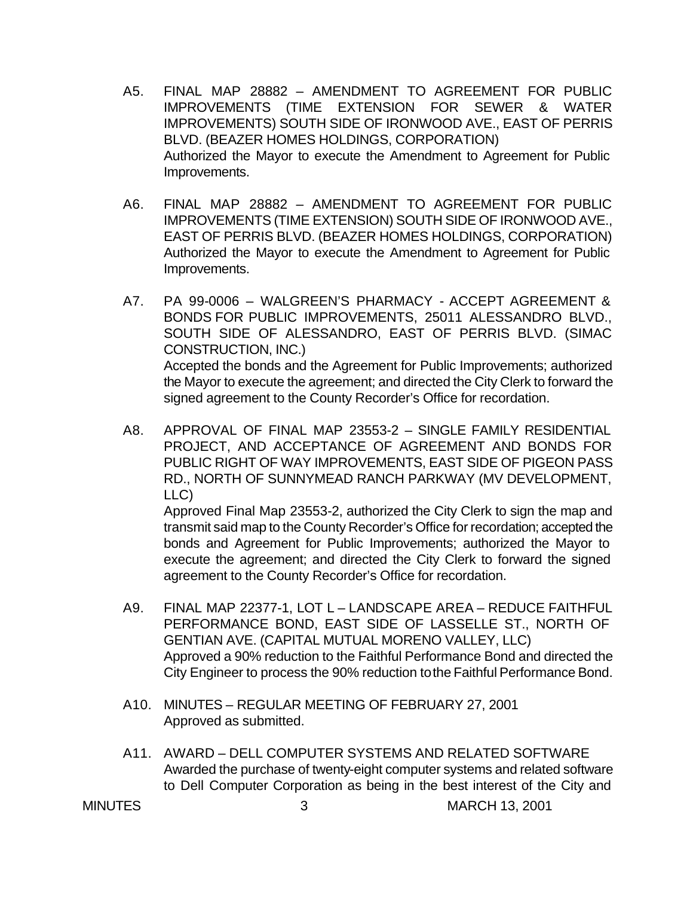A5. FINAL MAP 28882 – AMENDMENT TO AGREEMENT FOR PUBLIC IMPROVEMENTS (TIME EXTENSION FOR SEWER & WATER IMPROVEMENTS) SOUTH SIDE OF IRONWOOD AVE., EAST OF PERRIS BLVD. (BEAZER HOMES HOLDINGS, CORPORATION)
Authorized the Mayor to execute the Amendment to Agreement for Public Improvements.

A6. FINAL MAP 28882 – AMENDMENT TO AGREEMENT FOR PUBLIC IMPROVEMENTS (TIME EXTENSION) SOUTH SIDE OF IRONWOOD AVE., EAST OF PERRIS BLVD. (BEAZER HOMES HOLDINGS, CORPORATION)
Authorized the Mayor to execute the Amendment to Agreement for Public Improvements.

A7. PA 99-0006 – WALGREEN'S PHARMACY - ACCEPT AGREEMENT & BONDS FOR PUBLIC IMPROVEMENTS, 25011 ALESSANDRO BLVD., SOUTH SIDE OF ALESSANDRO, EAST OF PERRIS BLVD. (SIMAC CONSTRUCTION, INC.)
Accepted the bonds and the Agreement for Public Improvements; authorized the Mayor to execute the agreement; and directed the City Clerk to forward the signed agreement to the County Recorder's Office for recordation.

A8. APPROVAL OF FINAL MAP 23553-2 – SINGLE FAMILY RESIDENTIAL PROJECT, AND ACCEPTANCE OF AGREEMENT AND BONDS FOR PUBLIC RIGHT OF WAY IMPROVEMENTS, EAST SIDE OF PIGEON PASS RD., NORTH OF SUNNYMEAD RANCH PARKWAY (MV DEVELOPMENT, LLC)
Approved Final Map 23553-2, authorized the City Clerk to sign the map and transmit said map to the County Recorder's Office for recordation; accepted the bonds and Agreement for Public Improvements; authorized the Mayor to execute the agreement; and directed the City Clerk to forward the signed agreement to the County Recorder's Office for recordation.

A9. FINAL MAP 22377-1, LOT L – LANDSCAPE AREA – REDUCE FAITHFUL PERFORMANCE BOND, EAST SIDE OF LASSELLE ST., NORTH OF GENTIAN AVE. (CAPITAL MUTUAL MORENO VALLEY, LLC)
Approved a 90% reduction to the Faithful Performance Bond and directed the City Engineer to process the 90% reduction to the Faithful Performance Bond.

A10. MINUTES – REGULAR MEETING OF FEBRUARY 27, 2001
Approved as submitted.

A11. AWARD – DELL COMPUTER SYSTEMS AND RELATED SOFTWARE
Awarded the purchase of twenty-eight computer systems and related software to Dell Computer Corporation as being in the best interest of the City and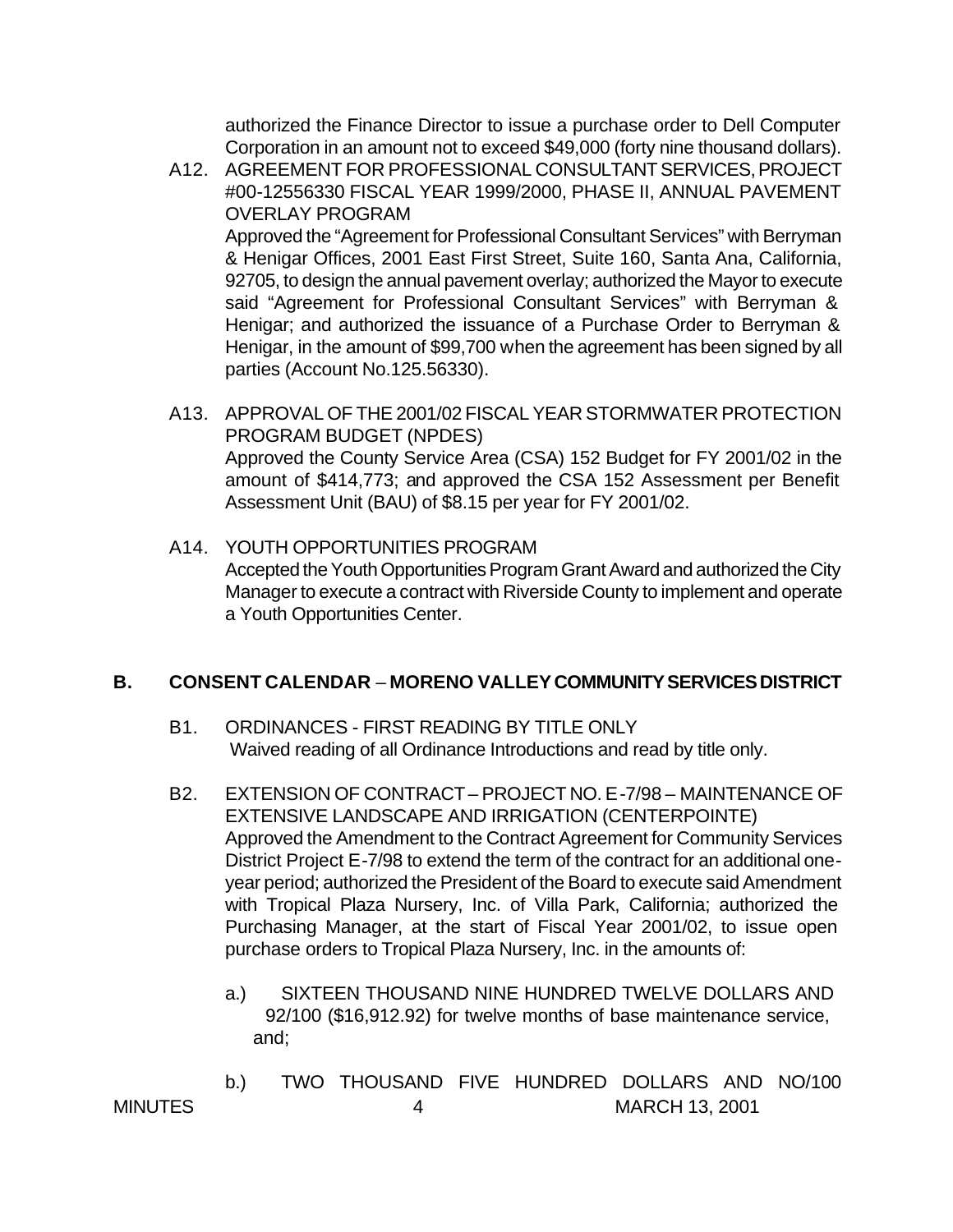authorized the Finance Director to issue a purchase order to Dell Computer Corporation in an amount not to exceed $49,000 (forty nine thousand dollars).

A12. AGREEMENT FOR PROFESSIONAL CONSULTANT SERVICES, PROJECT #00-12556330 FISCAL YEAR 1999/2000, PHASE II, ANNUAL PAVEMENT OVERLAY PROGRAM
Approved the "Agreement for Professional Consultant Services" with Berryman & Henigar Offices, 2001 East First Street, Suite 160, Santa Ana, California, 92705, to design the annual pavement overlay; authorized the Mayor to execute said "Agreement for Professional Consultant Services" with Berryman & Henigar; and authorized the issuance of a Purchase Order to Berryman & Henigar, in the amount of $99,700 when the agreement has been signed by all parties (Account No.125.56330).

A13. APPROVAL OF THE 2001/02 FISCAL YEAR STORMWATER PROTECTION PROGRAM BUDGET (NPDES)
Approved the County Service Area (CSA) 152 Budget for FY 2001/02 in the amount of $414,773; and approved the CSA 152 Assessment per Benefit Assessment Unit (BAU) of $8.15 per year for FY 2001/02.

A14. YOUTH OPPORTUNITIES PROGRAM
Accepted the Youth Opportunities Program Grant Award and authorized the City Manager to execute a contract with Riverside County to implement and operate a Youth Opportunities Center.

## B. CONSENT CALENDAR – MORENO VALLEY COMMUNITY SERVICES DISTRICT

B1. ORDINANCES - FIRST READING BY TITLE ONLY
Waived reading of all Ordinance Introductions and read by title only.

B2. EXTENSION OF CONTRACT – PROJECT NO. E-7/98 – MAINTENANCE OF EXTENSIVE LANDSCAPE AND IRRIGATION (CENTERPOINTE)
Approved the Amendment to the Contract Agreement for Community Services District Project E-7/98 to extend the term of the contract for an additional one-year period; authorized the President of the Board to execute said Amendment with Tropical Plaza Nursery, Inc. of Villa Park, California; authorized the Purchasing Manager, at the start of Fiscal Year 2001/02, to issue open purchase orders to Tropical Plaza Nursery, Inc. in the amounts of:

a.) SIXTEEN THOUSAND NINE HUNDRED TWELVE DOLLARS AND 92/100 ($16,912.92) for twelve months of base maintenance service, and;

b.) TWO THOUSAND FIVE HUNDRED DOLLARS AND NO/100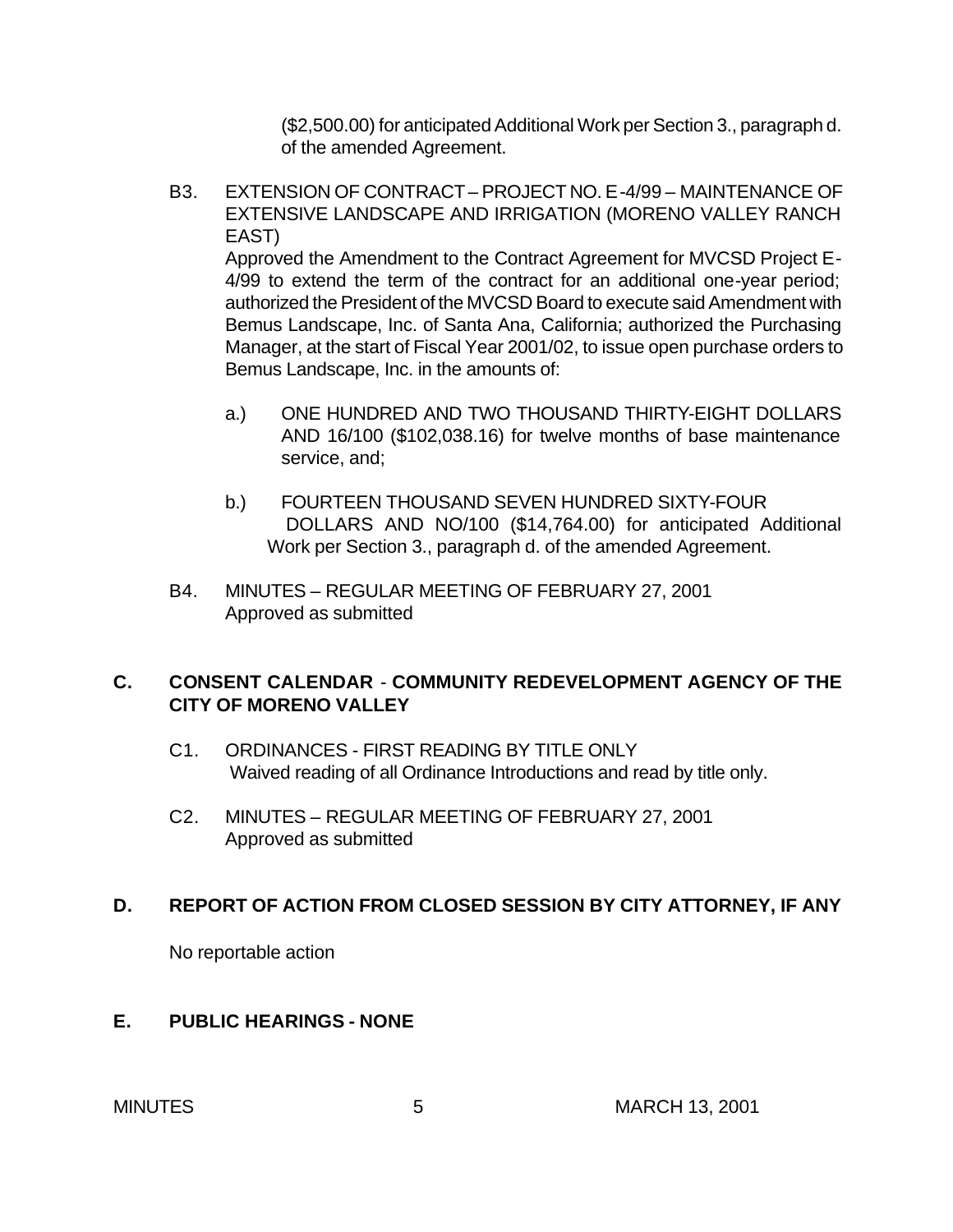($2,500.00) for anticipated Additional Work per Section 3., paragraph d. of the amended Agreement.

B3. EXTENSION OF CONTRACT – PROJECT NO. E-4/99 – MAINTENANCE OF EXTENSIVE LANDSCAPE AND IRRIGATION (MORENO VALLEY RANCH EAST)

Approved the Amendment to the Contract Agreement for MVCSD Project E-4/99 to extend the term of the contract for an additional one-year period; authorized the President of the MVCSD Board to execute said Amendment with Bemus Landscape, Inc. of Santa Ana, California; authorized the Purchasing Manager, at the start of Fiscal Year 2001/02, to issue open purchase orders to Bemus Landscape, Inc. in the amounts of:

a.) ONE HUNDRED AND TWO THOUSAND THIRTY-EIGHT DOLLARS AND 16/100 ($102,038.16) for twelve months of base maintenance service, and;

b.) FOURTEEN THOUSAND SEVEN HUNDRED SIXTY-FOUR DOLLARS AND NO/100 ($14,764.00) for anticipated Additional Work per Section 3., paragraph d. of the amended Agreement.

B4. MINUTES – REGULAR MEETING OF FEBRUARY 27, 2001
Approved as submitted

## C. CONSENT CALENDAR - COMMUNITY REDEVELOPMENT AGENCY OF THE CITY OF MORENO VALLEY

C1. ORDINANCES - FIRST READING BY TITLE ONLY
Waived reading of all Ordinance Introductions and read by title only.

C2. MINUTES – REGULAR MEETING OF FEBRUARY 27, 2001
Approved as submitted

## D. REPORT OF ACTION FROM CLOSED SESSION BY CITY ATTORNEY, IF ANY

No reportable action

## E. PUBLIC HEARINGS - NONE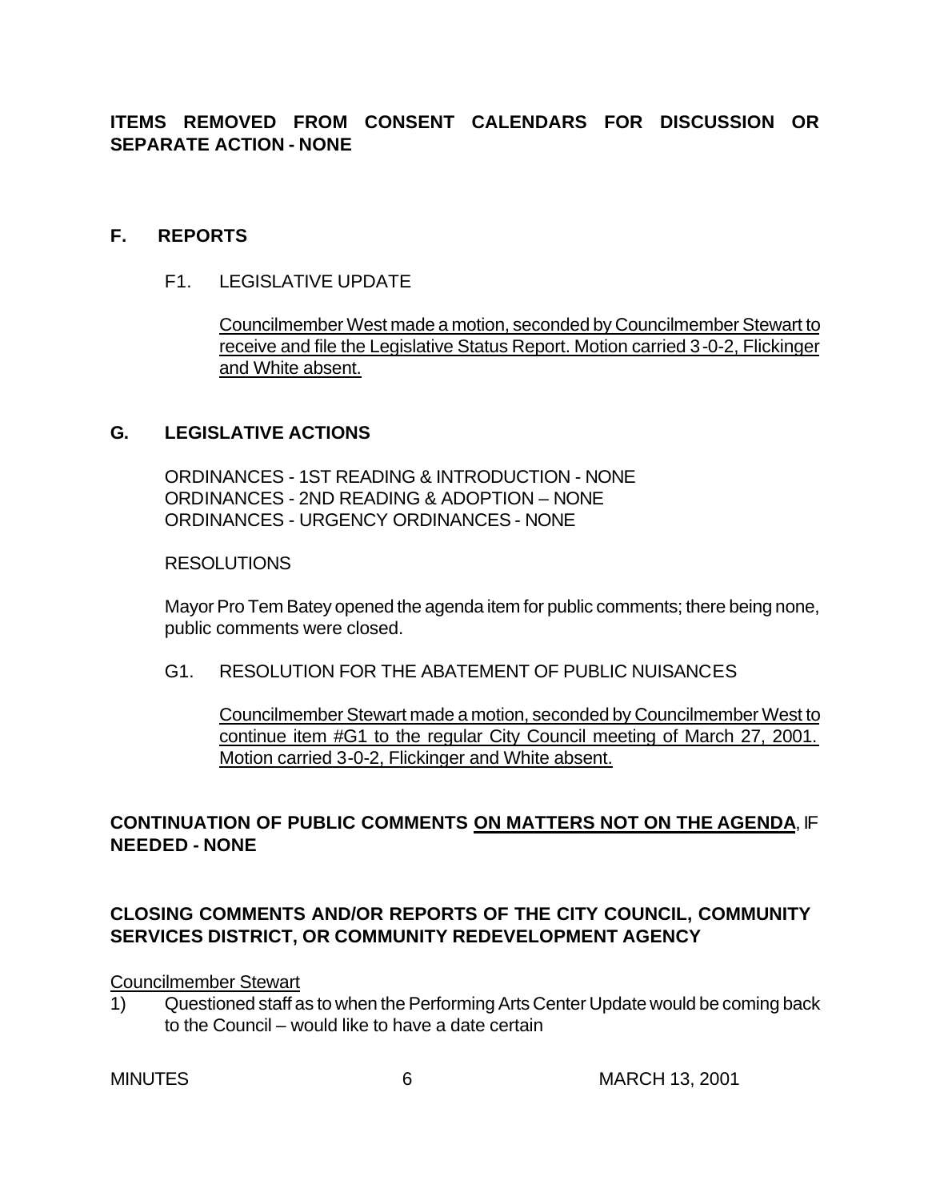**ITEMS REMOVED FROM CONSENT CALENDARS FOR DISCUSSION OR SEPARATE ACTION - NONE**

## F. REPORTS

F1. LEGISLATIVE UPDATE

<u>Councilmember West made a motion, seconded by Councilmember Stewart to receive and file the Legislative Status Report. Motion carried 3-0-2, Flickinger and White absent.</u>

## G. LEGISLATIVE ACTIONS

ORDINANCES - 1ST READING & INTRODUCTION - NONE
ORDINANCES - 2ND READING & ADOPTION – NONE
ORDINANCES - URGENCY ORDINANCES - NONE

RESOLUTIONS

Mayor Pro Tem Batey opened the agenda item for public comments; there being none, public comments were closed.

G1. RESOLUTION FOR THE ABATEMENT OF PUBLIC NUISANCES

<u>Councilmember Stewart made a motion, seconded by Councilmember West to continue item #G1 to the regular City Council meeting of March 27, 2001. Motion carried 3-0-2, Flickinger and White absent.</u>

**CONTINUATION OF PUBLIC COMMENTS <u>ON MATTERS NOT ON THE AGENDA</u>, IF NEEDED - NONE**

**CLOSING COMMENTS AND/OR REPORTS OF THE CITY COUNCIL, COMMUNITY SERVICES DISTRICT, OR COMMUNITY REDEVELOPMENT AGENCY**

<u>Councilmember Stewart</u>

1) Questioned staff as to when the Performing Arts Center Update would be coming back to the Council – would like to have a date certain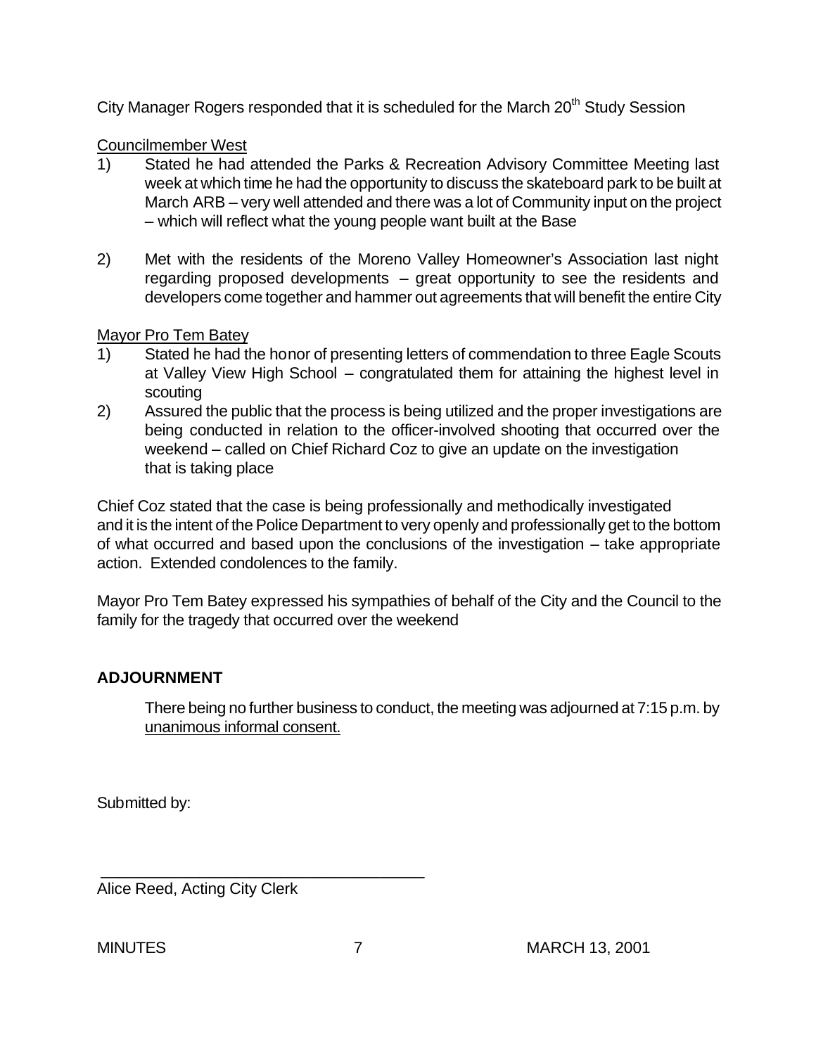City Manager Rogers responded that it is scheduled for the March 20th Study Session

Councilmember West

1) Stated he had attended the Parks & Recreation Advisory Committee Meeting last week at which time he had the opportunity to discuss the skateboard park to be built at March ARB – very well attended and there was a lot of Community input on the project – which will reflect what the young people want built at the Base

2) Met with the residents of the Moreno Valley Homeowner's Association last night regarding proposed developments – great opportunity to see the residents and developers come together and hammer out agreements that will benefit the entire City

Mayor Pro Tem Batey

1) Stated he had the honor of presenting letters of commendation to three Eagle Scouts at Valley View High School – congratulated them for attaining the highest level in scouting
2) Assured the public that the process is being utilized and the proper investigations are being conducted in relation to the officer-involved shooting that occurred over the weekend – called on Chief Richard Coz to give an update on the investigation that is taking place

Chief Coz stated that the case is being professionally and methodically investigated and it is the intent of the Police Department to very openly and professionally get to the bottom of what occurred and based upon the conclusions of the investigation – take appropriate action. Extended condolences to the family.

Mayor Pro Tem Batey expressed his sympathies of behalf of the City and the Council to the family for the tragedy that occurred over the weekend

**ADJOURNMENT**

There being no further business to conduct, the meeting was adjourned at 7:15 p.m. by unanimous informal consent.

Submitted by:

\_\_\_\_\_\_\_\_\_\_\_\_\_\_\_\_\_\_\_\_\_\_\_\_\_\_\_\_\_\_\_\_\_\_\_\_\_\_\_\_

Alice Reed, Acting City Clerk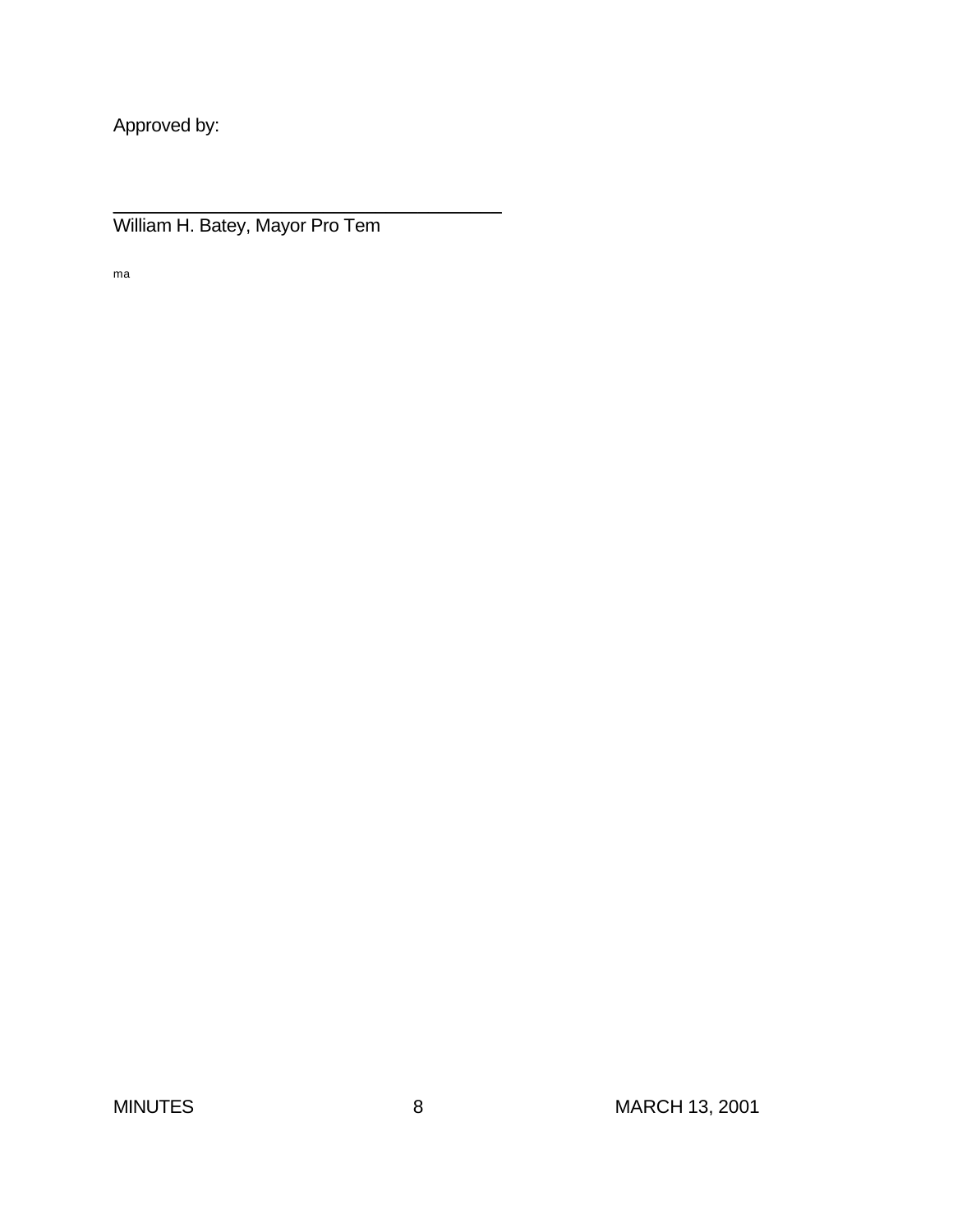Approved by:

\_\_\_\_\_\_\_\_\_\_\_\_\_\_\_\_\_\_\_\_\_\_\_\_\_\_\_\_\_\_\_\_\_\_\_\_\_\_\_\_

William H. Batey, Mayor Pro Tem

ma